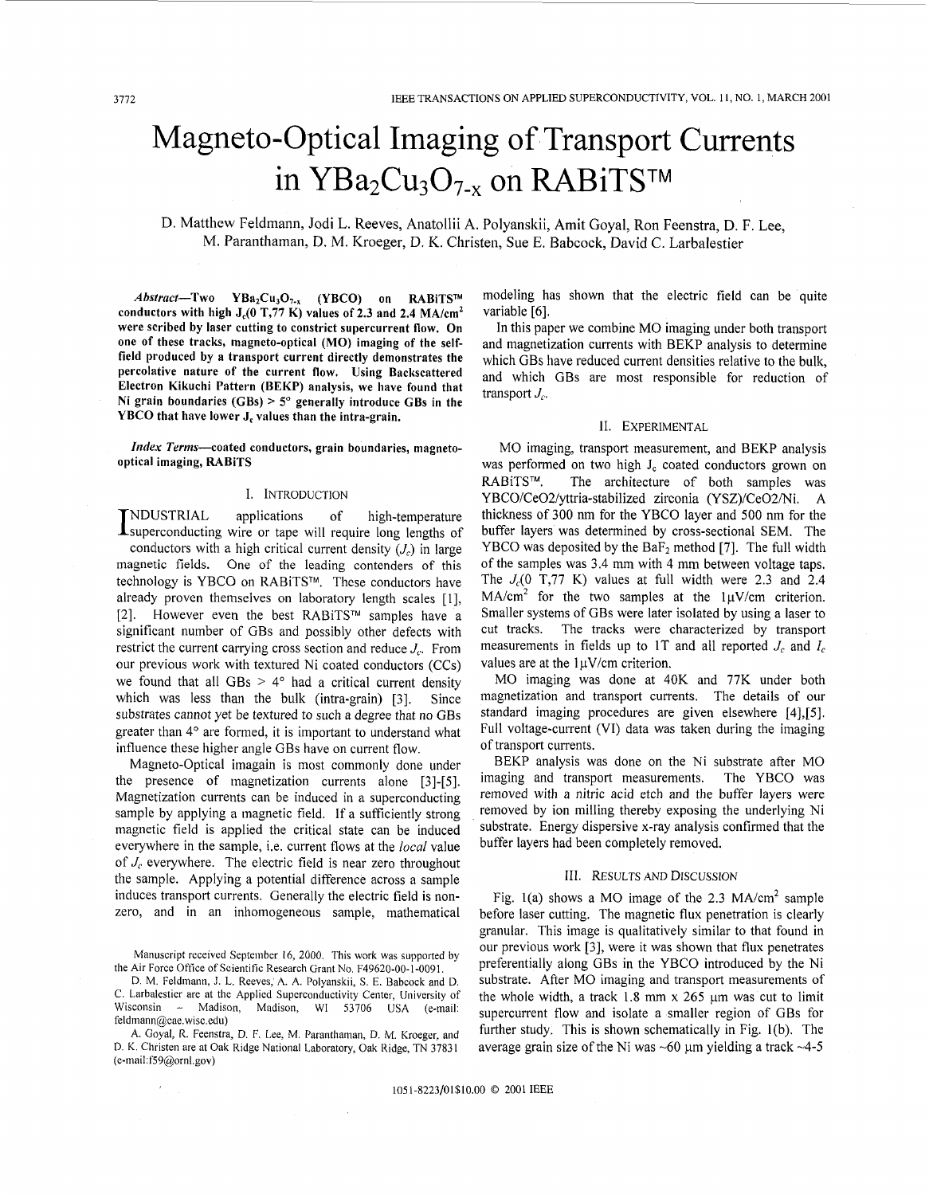# Magneto-Optical Imaging of Transport Currents in $YBa_2Cu_3O_{7-x}$ on RABiTS™

D. Matthew Feldmann, Jodi L. Reeves, Anatollii A. Polyanskii, Amit Goyal, Ron Feenstra, D. F. Lee, M. Paranthaman, D. M. Kroeger, D. K. Christen, Sue E. Babcock, David C. Larbalestier

***Abstract*—Two $YBa_2Cu_3O_{7-x}$ (YBCO) on RABiTS™ conductors with high $J_c$(0 T,77 K) values of 2.3 and 2.4 MA/cm² were scribed by laser cutting to constrict supercurrent flow. On one of these tracks, magneto-optical (MO) imaging of the self-field produced by a transport current directly demonstrates the percolative nature of the current flow. Using Backscattered Electron Kikuchi Pattern (BEKP) analysis, we have found that Ni grain boundaries (GBs) > 5° generally introduce GBs in the YBCO that have lower $J_c$ values than the intra-grain.**

***Index Terms*—coated conductors, grain boundaries, magneto-optical imaging, RABiTS**

## I. Introduction

INDUSTRIAL applications of high-temperature superconducting wire or tape will require long lengths of conductors with a high critical current density ($J_c$) in large magnetic fields. One of the leading contenders of this technology is YBCO on RABiTS™. These conductors have already proven themselves on laboratory length scales [1], [2]. However even the best RABiTS™ samples have a significant number of GBs and possibly other defects with restrict the current carrying cross section and reduce $J_c$. From our previous work with textured Ni coated conductors (CCs) we found that all GBs > 4° had a critical current density which was less than the bulk (intra-grain) [3]. Since substrates cannot yet be textured to such a degree that no GBs greater than 4° are formed, it is important to understand what influence these higher angle GBs have on current flow.

Magneto-Optical imagain is most commonly done under the presence of magnetization currents alone [3]-[5]. Magnetization currents can be induced in a superconducting sample by applying a magnetic field. If a sufficiently strong magnetic field is applied the critical state can be induced everywhere in the sample, i.e. current flows at the *local* value of $J_c$ everywhere. The electric field is near zero throughout the sample. Applying a potential difference across a sample induces transport currents. Generally the electric field is non-zero, and in an inhomogeneous sample, mathematical modeling has shown that the electric field can be quite variable [6].

In this paper we combine MO imaging under both transport and magnetization currents with BEKP analysis to determine which GBs have reduced current densities relative to the bulk, and which GBs are most responsible for reduction of transport $J_c$.

Manuscript received September 16, 2000. This work was supported by the Air Force Office of Scientific Research Grant No. F49620-00-1-0091.

D. M. Feldmann, J. L. Reeves, A. A. Polyanskii, S. E. Babcock and D. C. Larbalestier are at the Applied Superconductivity Center, University of Wisconsin – Madison, Madison, WI 53706 USA (e-mail: feldmann@cae.wisc.edu)

A. Goyal, R. Feenstra, D. F. Lee, M. Paranthaman, and D. K. Christen are at Oak Ridge National Laboratory, Oak Ridge, TN 37831 (e-mail:f59@ornl.gov)

## II. Experimental

MO imaging, transport measurement, and BEKP analysis was performed on two high $J_c$ coated conductors grown on RABiTS™. The architecture of both samples was YBCO/CeO2/yttria-stabilized zirconia (YSZ)/CeO2/Ni. A thickness of 300 nm for the YBCO layer and 500 nm for the buffer layers was determined by cross-sectional SEM. The YBCO was deposited by the $BaF_2$ method [7]. The full width of the samples was 3.4 mm with 4 mm between voltage taps. The $J_c$(0 T,77 K) values at full width were 2.3 and 2.4 MA/cm² for the two samples at the 1μV/cm criterion. Smaller systems of GBs were later isolated by using a laser to cut tracks. The tracks were characterized by transport measurements in fields up to 1T and all reported $J_c$ and $I_c$ values are at the 1μV/cm criterion.

MO imaging was done at 40K and 77K under both magnetization and transport currents. The details of our standard imaging procedures are given elsewhere [4],[5]. Full voltage-current (VI) data was taken during the imaging of transport currents.

BEKP analysis was done on the Ni substrate after MO imaging and transport measurements. The YBCO was removed with a nitric acid etch and the buffer layers were removed by ion milling thereby exposing the underlying Ni substrate. Energy dispersive x-ray analysis confirmed that the buffer layers had been completely removed.

## III. Results and Discussion

Fig. 1(a) shows a MO image of the 2.3 MA/cm² sample before laser cutting. The magnetic flux penetration is clearly granular. This image is qualitatively similar to that found in our previous work [3], were it was shown that flux penetrates preferentially along GBs in the YBCO introduced by the Ni substrate. After MO imaging and transport measurements of the whole width, a track 1.8 mm x 265 μm was cut to limit supercurrent flow and isolate a smaller region of GBs for further study. This is shown schematically in Fig. 1(b). The average grain size of the Ni was ~60 μm yielding a track ~4-5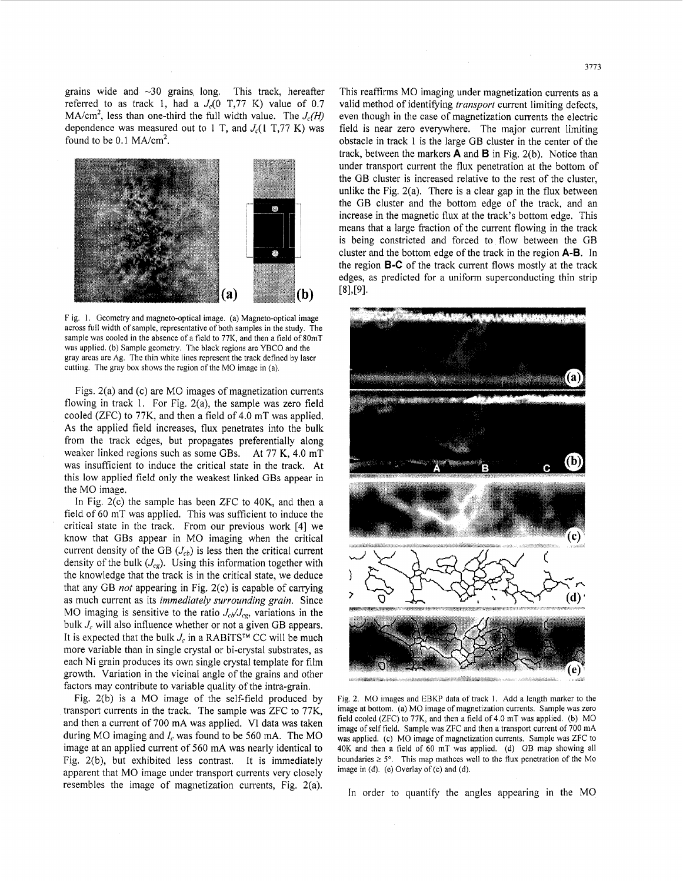grains wide and ~30 grains long. This track, hereafter referred to as track 1, had a $J_c$(0 T,77 K) value of 0.7 MA/cm$^2$, less than one-third the full width value. The $J_c(H)$ dependence was measured out to 1 T, and $J_c$(1 T,77 K) was found to be 0.1 MA/cm$^2$.

Fig. 1. Geometry and magneto-optical image. (a) Magneto-optical image across full width of sample, representative of both samples in the study. The sample was cooled in the absence of a field to 77K, and then a field of 80mT was applied. (b) Sample geometry. The black regions are YBCO and the gray areas are Ag. The thin white lines represent the track defined by laser cutting. The gray box shows the region of the MO image in (a).

Figs. 2(a) and (c) are MO images of magnetization currents flowing in track 1. For Fig. 2(a), the sample was zero field cooled (ZFC) to 77K, and then a field of 4.0 mT was applied. As the applied field increases, flux penetrates into the bulk from the track edges, but propagates preferentially along weaker linked regions such as some GBs. At 77 K, 4.0 mT was insufficient to induce the critical state in the track. At this low applied field only the weakest linked GBs appear in the MO image.

In Fig. 2(c) the sample has been ZFC to 40K, and then a field of 60 mT was applied. This was sufficient to induce the critical state in the track. From our previous work [4] we know that GBs appear in MO imaging when the critical current density of the GB ($J_{cb}$) is less then the critical current density of the bulk ($J_{cg}$). Using this information together with the knowledge that the track is in the critical state, we deduce that any GB *not* appearing in Fig. 2(c) is capable of carrying as much current as its *immediately surrounding grain.* Since MO imaging is sensitive to the ratio $J_{cb}/J_{cg}$, variations in the bulk $J_c$ will also influence whether or not a given GB appears. It is expected that the bulk $J_c$ in a RABiTS™ CC will be much more variable than in single crystal or bi-crystal substrates, as each Ni grain produces its own single crystal template for film growth. Variation in the vicinal angle of the grains and other factors may contribute to variable quality of the intra-grain.

Fig. 2(b) is a MO image of the self-field produced by transport currents in the track. The sample was ZFC to 77K, and then a current of 700 mA was applied. VI data was taken during MO imaging and $I_c$ was found to be 560 mA. The MO image at an applied current of 560 mA was nearly identical to Fig. 2(b), but exhibited less contrast. It is immediately apparent that MO image under transport currents very closely resembles the image of magnetization currents, Fig. 2(a). This reaffirms MO imaging under magnetization currents as a valid method of identifying *transport* current limiting defects, even though in the case of magnetization currents the electric field is near zero everywhere. The major current limiting obstacle in track 1 is the large GB cluster in the center of the track, between the markers **A** and **B** in Fig. 2(b). Notice than under transport current the flux penetration at the bottom of the GB cluster is increased relative to the rest of the cluster, unlike the Fig. 2(a). There is a clear gap in the flux between the GB cluster and the bottom edge of the track, and an increase in the magnetic flux at the track's bottom edge. This means that a large fraction of the current flowing in the track is being constricted and forced to flow between the GB cluster and the bottom edge of the track in the region **A-B**. In the region **B-C** of the track current flows mostly at the track edges, as predicted for a uniform superconducting thin strip [8],[9].

Fig. 2. MO images and EBKP data of track 1. Add a length marker to the image at bottom. (a) MO image of magnetization currents. Sample was zero field cooled (ZFC) to 77K, and then a field of 4.0 mT was applied. (b) MO image of self field. Sample was ZFC and then a transport current of 700 mA was applied. (c) MO image of magnetization currents. Sample was ZFC to 40K and then a field of 60 mT was applied. (d) GB map showing all boundaries ≥ 5°. This map mathces well to the flux penetration of the Mo image in (d). (e) Overlay of (c) and (d).

In order to quantify the angles appearing in the MO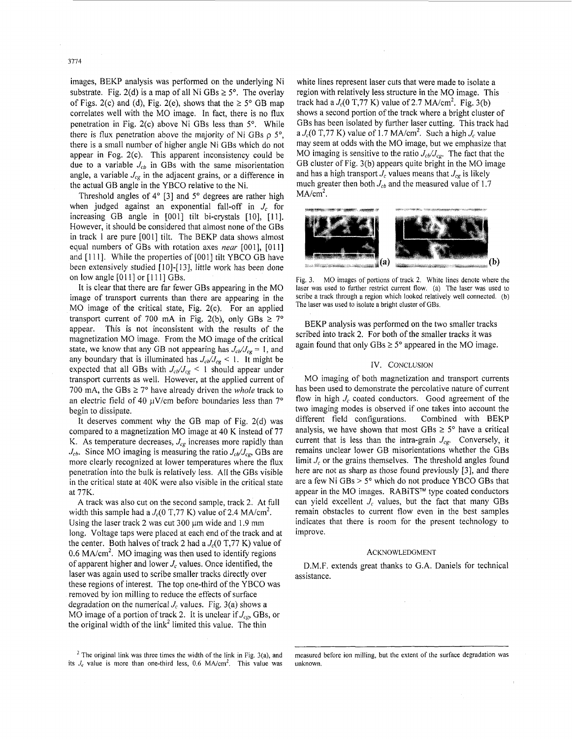images, BEKP analysis was performed on the underlying Ni substrate. Fig. 2(d) is a map of all Ni GBs ≥ 5°. The overlay of Figs. 2(c) and (d), Fig. 2(e), shows that the ≥ 5° GB map correlates well with the MO image. In fact, there is no flux penetration in Fig. 2(c) above Ni GBs less than 5°. While there is flux penetration above the majority of Ni GBs ρ 5°, there is a small number of higher angle Ni GBs which do not appear in Fog. 2(c). This apparent inconsistency could be due to a variable $J_{cb}$ in GBs with the same misorientation angle, a variable $J_{cg}$ in the adjacent grains, or a difference in the actual GB angle in the YBCO relative to the Ni.

Threshold angles of 4° [3] and 5° degrees are rather high when judged against an exponential fall-off in $J_c$ for increasing GB angle in [001] tilt bi-crystals [10], [11]. However, it should be considered that almost none of the GBs in track 1 are pure [001] tilt. The BEKP data shows almost equal numbers of GBs with rotation axes *near* [001], [011] and [111]. While the properties of [001] tilt YBCO GB have been extensively studied [10]-[13], little work has been done on low angle [011] or [111] GBs.

It is clear that there are far fewer GBs appearing in the MO image of transport currents than there are appearing in the MO image of the critical state, Fig. 2(c). For an applied transport current of 700 mA in Fig. 2(b), only GBs ≥ 7° appear. This is not inconsistent with the results of the magnetization MO image. From the MO image of the critical state, we know that any GB not appearing has $J_{cb}/J_{cg} = 1$, and any boundary that is illuminated has $J_{cb}/J_{cg} < 1$. It might be expected that all GBs with $J_{cb}/J_{cg} < 1$ should appear under transport currents as well. However, at the applied current of 700 mA, the GBs ≥ 7° have already driven the *whole* track to an electric field of 40 μV/cm before boundaries less than 7° begin to dissipate.

It deserves comment why the GB map of Fig. 2(d) was compared to a magnetization MO image at 40 K instead of 77 K. As temperature decreases, $J_{cg}$ increases more rapidly than $J_{cb}$. Since MO imaging is measuring the ratio $J_{cb}/J_{cg}$, GBs are more clearly recognized at lower temperatures where the flux penetration into the bulk is relatively less. All the GBs visible in the critical state at 40K were also visible in the critical state at 77K.

A track was also cut on the second sample, track 2. At full width this sample had a $J_c$(0 T,77 K) value of 2.4 MA/cm$^2$. Using the laser track 2 was cut 300 μm wide and 1.9 mm long. Voltage taps were placed at each end of the track and at the center. Both halves of track 2 had a $J_c$(0 T,77 K) value of 0.6 MA/cm$^2$. MO imaging was then used to identify regions of apparent higher and lower $J_c$ values. Once identified, the laser was again used to scribe smaller tracks directly over these regions of interest. The top one-third of the YBCO was removed by ion milling to reduce the effects of surface degradation on the numerical $J_c$ values. Fig. 3(a) shows a MO image of a portion of track 2. It is unclear if $J_{cg}$, GBs, or the original width of the link[2] limited this value. The thin white lines represent laser cuts that were made to isolate a region with relatively less structure in the MO image. This track had a $J_c$(0 T,77 K) value of 2.7 MA/cm$^2$. Fig. 3(b) shows a second portion of the track where a bright cluster of GBs has been isolated by further laser cutting. This track had a $J_c$(0 T,77 K) value of 1.7 MA/cm$^2$. Such a high $J_c$ value may seem at odds with the MO image, but we emphasize that MO imaging is sensitive to the ratio $J_{cb}/J_{cg}$. The fact that the GB cluster of Fig. 3(b) appears quite bright in the MO image and has a high transport $J_c$ values means that $J_{cg}$ is likely much greater then both $J_{cb}$ and the measured value of 1.7 MA/cm$^2$.

Fig. 3. MO images of portions of track 2. White lines denote where the laser was used to further restrict current flow. (a) The laser was used to scribe a track through a region which looked relatively well connected. (b) The laser was used to isolate a bright cluster of GBs.

BEKP analysis was performed on the two smaller tracks scribed into track 2. For both of the smaller tracks it was again found that only GBs ≥ 5° appeared in the MO image.

## IV. Conclusion

MO imaging of both magnetization and transport currents has been used to demonstrate the percolative nature of current flow in high $J_c$ coated conductors. Good agreement of the two imaging modes is observed if one takes into account the different field configurations. Combined with BEKP analysis, we have shown that most GBs ≥ 5° have a critical current that is less than the intra-grain $J_{cg}$. Conversely, it remains unclear lower GB misorientations whether the GBs limit $J_c$ or the grains themselves. The threshold angles found here are not as sharp as those found previously [3], and there are a few Ni GBs > 5° which do not produce YBCO GBs that appear in the MO images. RABiTS™ type coated conductors can yield excellent $J_c$ values, but the fact that many GBs remain obstacles to current flow even in the best samples indicates that there is room for the present technology to improve.

## Acknowledgment

D.M.F. extends great thanks to G.A. Daniels for technical assistance.

[2] The original link was three times the width of the link in Fig. 3(a), and its $J_c$ value is more than one-third less, 0.6 MA/cm$^2$. This value was measured before ion milling, but the extent of the surface degradation was unknown.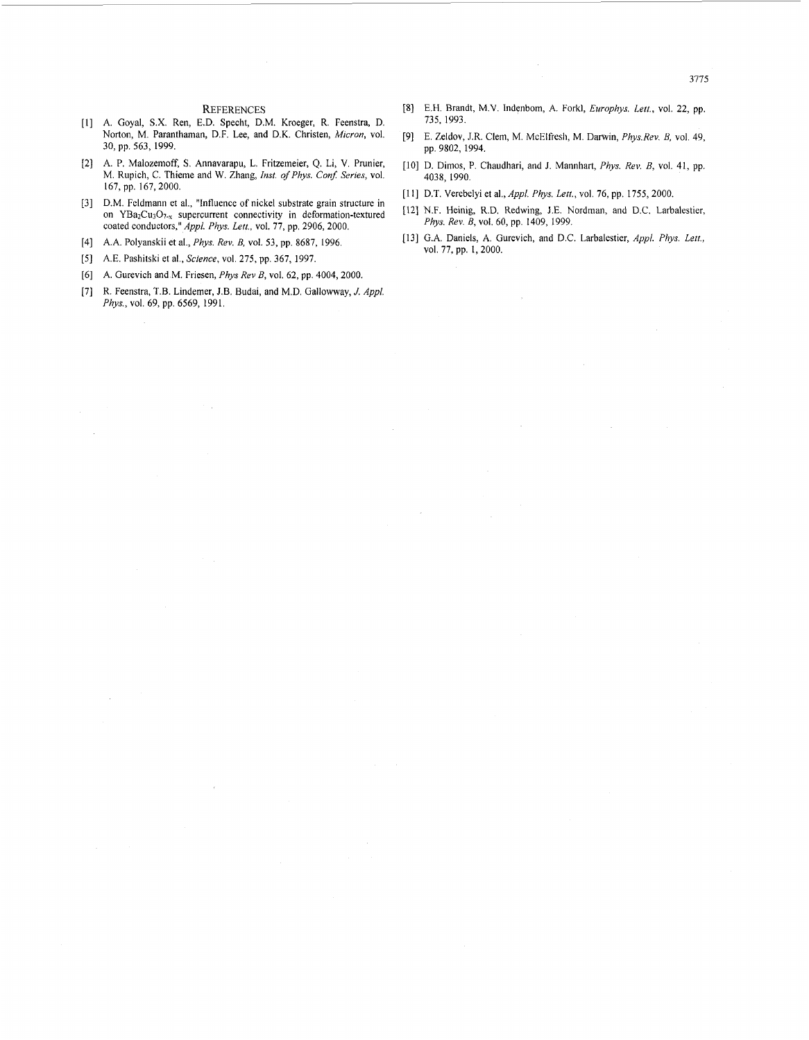## REFERENCES

[1] A. Goyal, S.X. Ren, E.D. Specht, D.M. Kroeger, R. Feenstra, D. Norton, M. Paranthaman, D.F. Lee, and D.K. Christen, *Micron*, vol. 30, pp. 563, 1999.

[2] A. P. Malozemoff, S. Annavarapu, L. Fritzemeier, Q. Li, V. Prunier, M. Rupich, C. Thieme and W. Zhang, *Inst. of Phys. Conf. Series*, vol. 167, pp. 167, 2000.

[3] D.M. Feldmann et al., "Influence of nickel substrate grain structure in on $YBa_2Cu_3O_{7-x}$ supercurrent connectivity in deformation-textured coated conductors," *Appl. Phys. Lett.*, vol. 77, pp. 2906, 2000.

[4] A.A. Polyanskii et al., *Phys. Rev. B*, vol. 53, pp. 8687, 1996.

[5] A.E. Pashitski et al., *Science*, vol. 275, pp. 367, 1997.

[6] A. Gurevich and M. Friesen, *Phys Rev B*, vol. 62, pp. 4004, 2000.

[7] R. Feenstra, T.B. Lindemer, J.B. Budai, and M.D. Galloway, *J. Appl. Phys.*, vol. 69, pp. 6569, 1991.

[8] E.H. Brandt, M.V. Indenbom, A. Forkl, *Europhys. Lett.*, vol. 22, pp. 735, 1993.

[9] E. Zeldov, J.R. Clem, M. McElfresh, M. Darwin, *Phys.Rev. B*, vol. 49, pp. 9802, 1994.

[10] D. Dimos, P. Chaudhari, and J. Mannhart, *Phys. Rev. B*, vol. 41, pp. 4038, 1990.

[11] D.T. Verebelyi et al., *Appl. Phys. Lett.*, vol. 76, pp. 1755, 2000.

[12] N.F. Heinig, R.D. Redwing, J.E. Nordman, and D.C. Larbalestier, *Phys. Rev. B*, vol. 60, pp. 1409, 1999.

[13] G.A. Daniels, A. Gurevich, and D.C. Larbalestier, *Appl. Phys. Lett.*, vol. 77, pp. 1, 2000.